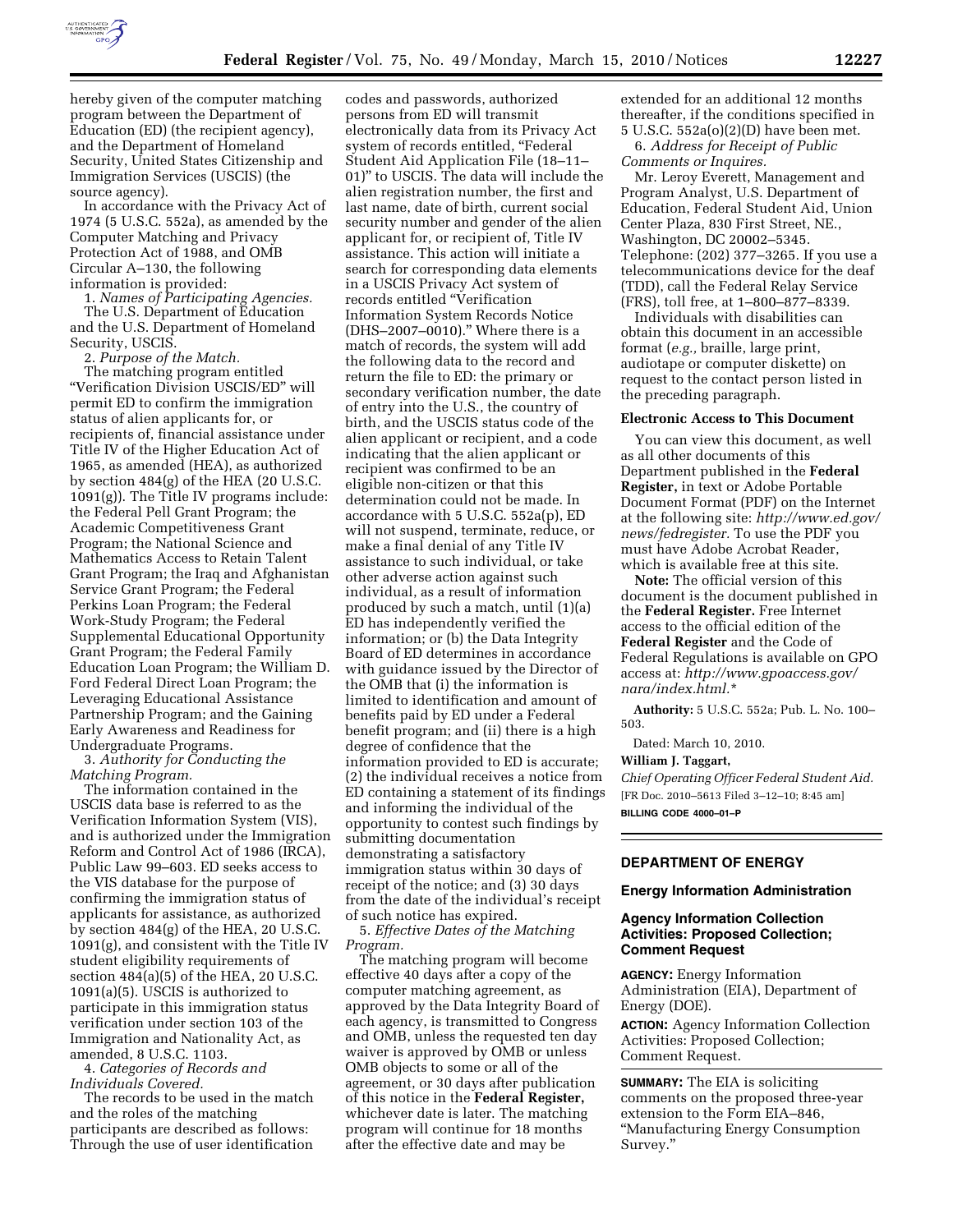hereby given of the computer matching program between the Department of Education (ED) (the recipient agency), and the Department of Homeland Security, United States Citizenship and Immigration Services (USCIS) (the source agency).

In accordance with the Privacy Act of 1974 (5 U.S.C. 552a), as amended by the Computer Matching and Privacy Protection Act of 1988, and OMB Circular A–130, the following information is provided:

1. *Names of Participating Agencies.*

The U.S. Department of Education and the U.S. Department of Homeland Security, USCIS.

2. *Purpose of the Match.*

The matching program entitled "Verification Division USCIS/ED" will permit ED to confirm the immigration status of alien applicants for, or recipients of, financial assistance under Title IV of the Higher Education Act of 1965, as amended (HEA), as authorized by section 484(g) of the HEA (20 U.S.C. 1091(g)). The Title IV programs include: the Federal Pell Grant Program; the Academic Competitiveness Grant Program; the National Science and Mathematics Access to Retain Talent Grant Program; the Iraq and Afghanistan Service Grant Program; the Federal Perkins Loan Program; the Federal Work-Study Program; the Federal Supplemental Educational Opportunity Grant Program; the Federal Family Education Loan Program; the William D. Ford Federal Direct Loan Program; the Leveraging Educational Assistance Partnership Program; and the Gaining Early Awareness and Readiness for Undergraduate Programs.

3. *Authority for Conducting the Matching Program.*

The information contained in the USCIS data base is referred to as the Verification Information System (VIS), and is authorized under the Immigration Reform and Control Act of 1986 (IRCA), Public Law 99–603. ED seeks access to the VIS database for the purpose of confirming the immigration status of applicants for assistance, as authorized by section 484(g) of the HEA, 20 U.S.C. 1091(g), and consistent with the Title IV student eligibility requirements of section 484(a)(5) of the HEA, 20 U.S.C. 1091(a)(5). USCIS is authorized to participate in this immigration status verification under section 103 of the Immigration and Nationality Act, as amended, 8 U.S.C. 1103.

4. *Categories of Records and Individuals Covered.*

The records to be used in the match and the roles of the matching participants are described as follows: Through the use of user identification codes and passwords, authorized persons from ED will transmit electronically data from its Privacy Act system of records entitled, "Federal Student Aid Application File (18–11–01)" to USCIS. The data will include the alien registration number, the first and last name, date of birth, current social security number and gender of the alien applicant for, or recipient of, Title IV assistance. This action will initiate a search for corresponding data elements in a USCIS Privacy Act system of records entitled "Verification Information System Records Notice (DHS–2007–0010)." Where there is a match of records, the system will add the following data to the record and return the file to ED: the primary or secondary verification number, the date of entry into the U.S., the country of birth, and the USCIS status code of the alien applicant or recipient, and a code indicating that the alien applicant or recipient was confirmed to be an eligible non-citizen or that this determination could not be made. In accordance with 5 U.S.C. 552a(p), ED will not suspend, terminate, reduce, or make a final denial of any Title IV assistance to such individual, or take other adverse action against such individual, as a result of information produced by such a match, until (1)(a) ED has independently verified the information; or (b) the Data Integrity Board of ED determines in accordance with guidance issued by the Director of the OMB that (i) the information is limited to identification and amount of benefits paid by ED under a Federal benefit program; and (ii) there is a high degree of confidence that the information provided to ED is accurate; (2) the individual receives a notice from ED containing a statement of its findings and informing the individual of the opportunity to contest such findings by submitting documentation demonstrating a satisfactory immigration status within 30 days of receipt of the notice; and (3) 30 days from the date of the individual's receipt of such notice has expired.

5. *Effective Dates of the Matching Program.*

The matching program will become effective 40 days after a copy of the computer matching agreement, as approved by the Data Integrity Board of each agency, is transmitted to Congress and OMB, unless the requested ten day waiver is approved by OMB or unless OMB objects to some or all of the agreement, or 30 days after publication of this notice in the **Federal Register,** whichever date is later. The matching program will continue for 18 months after the effective date and may be extended for an additional 12 months thereafter, if the conditions specified in 5 U.S.C. 552a(o)(2)(D) have been met.

6. *Address for Receipt of Public Comments or Inquires.*

Mr. Leroy Everett, Management and Program Analyst, U.S. Department of Education, Federal Student Aid, Union Center Plaza, 830 First Street, NE., Washington, DC 20002–5345. Telephone: (202) 377–3265. If you use a telecommunications device for the deaf (TDD), call the Federal Relay Service (FRS), toll free, at 1–800–877–8339.

Individuals with disabilities can obtain this document in an accessible format (*e.g.,* braille, large print, audiotape or computer diskette) on request to the contact person listed in the preceding paragraph.

## Electronic Access to This Document

You can view this document, as well as all other documents of this Department published in the **Federal Register,** in text or Adobe Portable Document Format (PDF) on the Internet at the following site: *http://www.ed.gov/news/fedregister.* To use the PDF you must have Adobe Acrobat Reader, which is available free at this site.

**Note:** The official version of this document is the document published in the **Federal Register.** Free Internet access to the official edition of the **Federal Register** and the Code of Federal Regulations is available on GPO access at: *http://www.gpoaccess.gov/nara/index.html.**

**Authority:** 5 U.S.C. 552a; Pub. L. No. 100–503.

Dated: March 10, 2010.

**William J. Taggart,**

*Chief Operating Officer Federal Student Aid.*

[FR Doc. 2010–5613 Filed 3–12–10; 8:45 am]

**BILLING CODE 4000–01–P**

---

## DEPARTMENT OF ENERGY

### Energy Information Administration

### Agency Information Collection Activities: Proposed Collection; Comment Request

**AGENCY:** Energy Information Administration (EIA), Department of Energy (DOE).

**ACTION:** Agency Information Collection Activities: Proposed Collection; Comment Request.

**SUMMARY:** The EIA is soliciting comments on the proposed three-year extension to the Form EIA–846, "Manufacturing Energy Consumption Survey."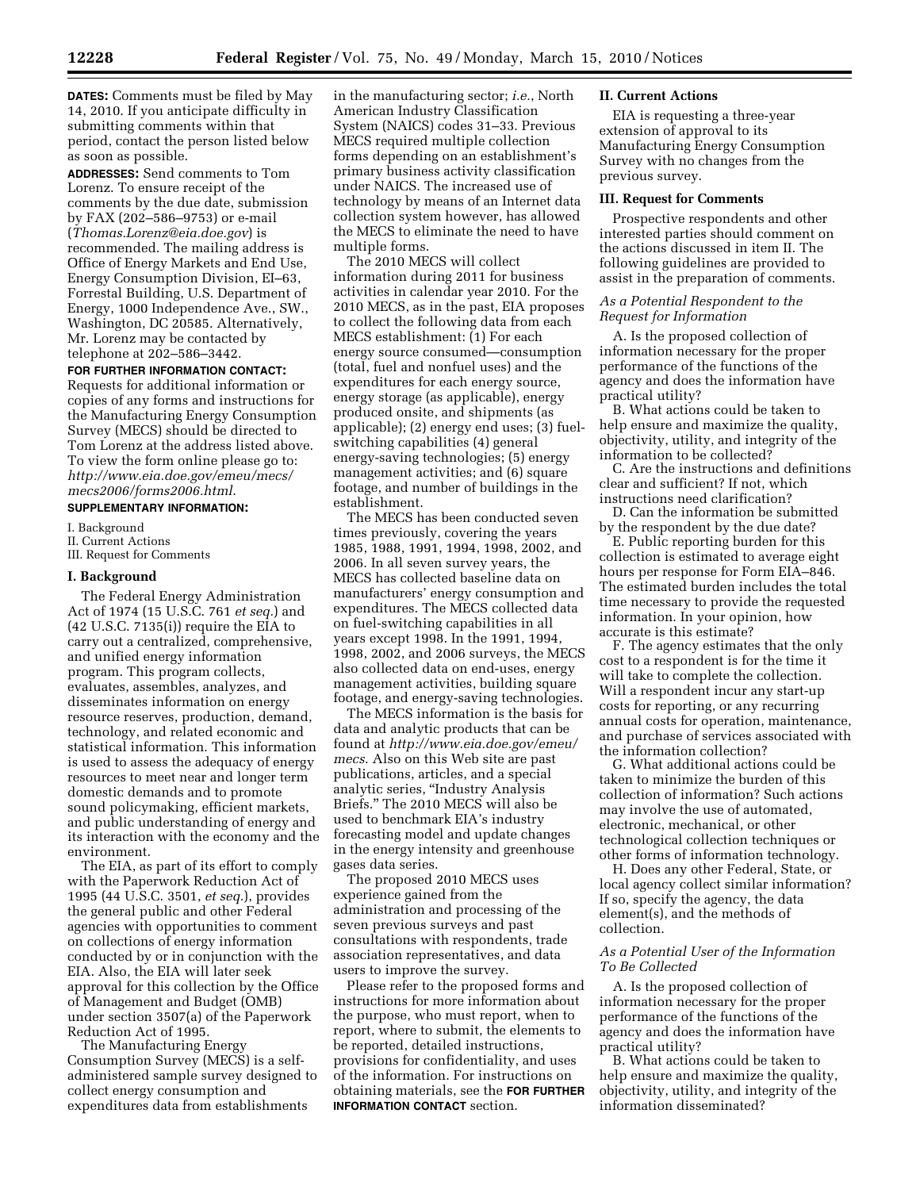**DATES:** Comments must be filed by May 14, 2010. If you anticipate difficulty in submitting comments within that period, contact the person listed below as soon as possible.

**ADDRESSES:** Send comments to Tom Lorenz. To ensure receipt of the comments by the due date, submission by FAX (202–586–9753) or e-mail (*Thomas.Lorenz@eia.doe.gov*) is recommended. The mailing address is Office of Energy Markets and End Use, Energy Consumption Division, EI–63, Forrestal Building, U.S. Department of Energy, 1000 Independence Ave., SW., Washington, DC 20585. Alternatively, Mr. Lorenz may be contacted by telephone at 202–586–3442.

**FOR FURTHER INFORMATION CONTACT:** Requests for additional information or copies of any forms and instructions for the Manufacturing Energy Consumption Survey (MECS) should be directed to Tom Lorenz at the address listed above. To view the form online please go to: *http://www.eia.doe.gov/emeu/mecs/mecs2006/forms2006.html*.

**SUPPLEMENTARY INFORMATION:**

I. Background
II. Current Actions
III. Request for Comments

## I. Background

The Federal Energy Administration Act of 1974 (15 U.S.C. 761 *et seq.*) and (42 U.S.C. 7135(i)) require the EIA to carry out a centralized, comprehensive, and unified energy information program. This program collects, evaluates, assembles, analyzes, and disseminates information on energy resource reserves, production, demand, technology, and related economic and statistical information. This information is used to assess the adequacy of energy resources to meet near and longer term domestic demands and to promote sound policymaking, efficient markets, and public understanding of energy and its interaction with the economy and the environment.

The EIA, as part of its effort to comply with the Paperwork Reduction Act of 1995 (44 U.S.C. 3501, *et seq.*), provides the general public and other Federal agencies with opportunities to comment on collections of energy information conducted by or in conjunction with the EIA. Also, the EIA will later seek approval for this collection by the Office of Management and Budget (OMB) under section 3507(a) of the Paperwork Reduction Act of 1995.

The Manufacturing Energy Consumption Survey (MECS) is a self-administered sample survey designed to collect energy consumption and expenditures data from establishments in the manufacturing sector; *i.e.*, North American Industry Classification System (NAICS) codes 31–33. Previous MECS required multiple collection forms depending on an establishment's primary business activity classification under NAICS. The increased use of technology by means of an Internet data collection system however, has allowed the MECS to eliminate the need to have multiple forms.

The 2010 MECS will collect information during 2011 for business activities in calendar year 2010. For the 2010 MECS, as in the past, EIA proposes to collect the following data from each MECS establishment: (1) For each energy source consumed—consumption (total, fuel and nonfuel uses) and the expenditures for each energy source, energy storage (as applicable), energy produced onsite, and shipments (as applicable); (2) energy end uses; (3) fuel-switching capabilities (4) general energy-saving technologies; (5) energy management activities; and (6) square footage, and number of buildings in the establishment.

The MECS has been conducted seven times previously, covering the years 1985, 1988, 1991, 1994, 1998, 2002, and 2006. In all seven survey years, the MECS has collected baseline data on manufacturers' energy consumption and expenditures. The MECS collected data on fuel-switching capabilities in all years except 1998. In the 1991, 1994, 1998, 2002, and 2006 surveys, the MECS also collected data on end-uses, energy management activities, building square footage, and energy-saving technologies.

The MECS information is the basis for data and analytic products that can be found at *http://www.eia.doe.gov/emeu/mecs*. Also on this Web site are past publications, articles, and a special analytic series, "Industry Analysis Briefs." The 2010 MECS will also be used to benchmark EIA's industry forecasting model and update changes in the energy intensity and greenhouse gases data series.

The proposed 2010 MECS uses experience gained from the administration and processing of the seven previous surveys and past consultations with respondents, trade association representatives, and data users to improve the survey.

Please refer to the proposed forms and instructions for more information about the purpose, who must report, when to report, where to submit, the elements to be reported, detailed instructions, provisions for confidentiality, and uses of the information. For instructions on obtaining materials, see the **FOR FURTHER INFORMATION CONTACT** section.

## II. Current Actions

EIA is requesting a three-year extension of approval to its Manufacturing Energy Consumption Survey with no changes from the previous survey.

## III. Request for Comments

Prospective respondents and other interested parties should comment on the actions discussed in item II. The following guidelines are provided to assist in the preparation of comments.

### *As a Potential Respondent to the Request for Information*

A. Is the proposed collection of information necessary for the proper performance of the functions of the agency and does the information have practical utility?

B. What actions could be taken to help ensure and maximize the quality, objectivity, utility, and integrity of the information to be collected?

C. Are the instructions and definitions clear and sufficient? If not, which instructions need clarification?

D. Can the information be submitted by the respondent by the due date?

E. Public reporting burden for this collection is estimated to average eight hours per response for Form EIA–846. The estimated burden includes the total time necessary to provide the requested information. In your opinion, how accurate is this estimate?

F. The agency estimates that the only cost to a respondent is for the time it will take to complete the collection. Will a respondent incur any start-up costs for reporting, or any recurring annual costs for operation, maintenance, and purchase of services associated with the information collection?

G. What additional actions could be taken to minimize the burden of this collection of information? Such actions may involve the use of automated, electronic, mechanical, or other technological collection techniques or other forms of information technology.

H. Does any other Federal, State, or local agency collect similar information? If so, specify the agency, the data element(s), and the methods of collection.

### *As a Potential User of the Information To Be Collected*

A. Is the proposed collection of information necessary for the proper performance of the functions of the agency and does the information have practical utility?

B. What actions could be taken to help ensure and maximize the quality, objectivity, utility, and integrity of the information disseminated?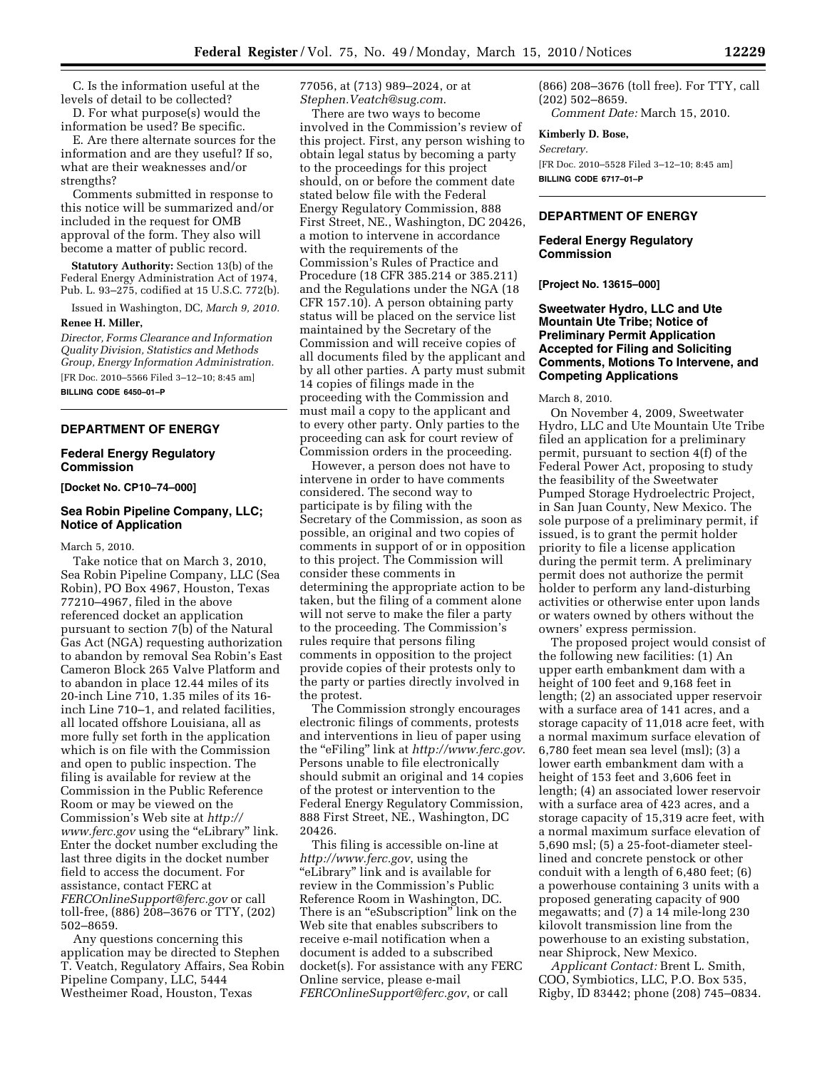C. Is the information useful at the levels of detail to be collected?

D. For what purpose(s) would the information be used? Be specific.

E. Are there alternate sources for the information and are they useful? If so, what are their weaknesses and/or strengths?

Comments submitted in response to this notice will be summarized and/or included in the request for OMB approval of the form. They also will become a matter of public record.

**Statutory Authority:** Section 13(b) of the Federal Energy Administration Act of 1974, Pub. L. 93–275, codified at 15 U.S.C. 772(b).

Issued in Washington, DC, *March 9, 2010.*

**Renee H. Miller,**

*Director, Forms Clearance and Information Quality Division, Statistics and Methods Group, Energy Information Administration.*

[FR Doc. 2010–5566 Filed 3–12–10; 8:45 am]

**BILLING CODE 6450–01–P**

## DEPARTMENT OF ENERGY

### Federal Energy Regulatory Commission

**[Docket No. CP10–74–000]**

### Sea Robin Pipeline Company, LLC; Notice of Application

March 5, 2010.

Take notice that on March 3, 2010, Sea Robin Pipeline Company, LLC (Sea Robin), PO Box 4967, Houston, Texas 77210–4967, filed in the above referenced docket an application pursuant to section 7(b) of the Natural Gas Act (NGA) requesting authorization to abandon by removal Sea Robin's East Cameron Block 265 Valve Platform and to abandon in place 12.44 miles of its 20-inch Line 710, 1.35 miles of its 16-inch Line 710–1, and related facilities, all located offshore Louisiana, all as more fully set forth in the application which is on file with the Commission and open to public inspection. The filing is available for review at the Commission in the Public Reference Room or may be viewed on the Commission's Web site at *http://www.ferc.gov* using the "eLibrary" link. Enter the docket number excluding the last three digits in the docket number field to access the document. For assistance, contact FERC at *FERCOnlineSupport@ferc.gov* or call toll-free, (886) 208–3676 or TTY, (202) 502–8659.

Any questions concerning this application may be directed to Stephen T. Veatch, Regulatory Affairs, Sea Robin Pipeline Company, LLC, 5444 Westheimer Road, Houston, Texas 77056, at (713) 989–2024, or at *Stephen.Veatch@sug.com*.

There are two ways to become involved in the Commission's review of this project. First, any person wishing to obtain legal status by becoming a party to the proceedings for this project should, on or before the comment date stated below file with the Federal Energy Regulatory Commission, 888 First Street, NE., Washington, DC 20426, a motion to intervene in accordance with the requirements of the Commission's Rules of Practice and Procedure (18 CFR 385.214 or 385.211) and the Regulations under the NGA (18 CFR 157.10). A person obtaining party status will be placed on the service list maintained by the Secretary of the Commission and will receive copies of all documents filed by the applicant and by all other parties. A party must submit 14 copies of filings made in the proceeding with the Commission and must mail a copy to the applicant and to every other party. Only parties to the proceeding can ask for court review of Commission orders in the proceeding.

However, a person does not have to intervene in order to have comments considered. The second way to participate is by filing with the Secretary of the Commission, as soon as possible, an original and two copies of comments in support of or in opposition to this project. The Commission will consider these comments in determining the appropriate action to be taken, but the filing of a comment alone will not serve to make the filer a party to the proceeding. The Commission's rules require that persons filing comments in opposition to the project provide copies of their protests only to the party or parties directly involved in the protest.

The Commission strongly encourages electronic filings of comments, protests and interventions in lieu of paper using the "eFiling" link at *http://www.ferc.gov*. Persons unable to file electronically should submit an original and 14 copies of the protest or intervention to the Federal Energy Regulatory Commission, 888 First Street, NE., Washington, DC 20426.

This filing is accessible on-line at *http://www.ferc.gov*, using the "eLibrary" link and is available for review in the Commission's Public Reference Room in Washington, DC. There is an "eSubscription" link on the Web site that enables subscribers to receive e-mail notification when a document is added to a subscribed docket(s). For assistance with any FERC Online service, please e-mail *FERCOnlineSupport@ferc.gov*, or call (866) 208–3676 (toll free). For TTY, call (202) 502–8659.

*Comment Date:* March 15, 2010.

**Kimberly D. Bose,**

*Secretary.*

[FR Doc. 2010–5528 Filed 3–12–10; 8:45 am]

**BILLING CODE 6717–01–P**

## DEPARTMENT OF ENERGY

### Federal Energy Regulatory Commission

**[Project No. 13615–000]**

### Sweetwater Hydro, LLC and Ute Mountain Ute Tribe; Notice of Preliminary Permit Application Accepted for Filing and Soliciting Comments, Motions To Intervene, and Competing Applications

March 8, 2010.

On November 4, 2009, Sweetwater Hydro, LLC and Ute Mountain Ute Tribe filed an application for a preliminary permit, pursuant to section 4(f) of the Federal Power Act, proposing to study the feasibility of the Sweetwater Pumped Storage Hydroelectric Project, in San Juan County, New Mexico. The sole purpose of a preliminary permit, if issued, is to grant the permit holder priority to file a license application during the permit term. A preliminary permit does not authorize the permit holder to perform any land-disturbing activities or otherwise enter upon lands or waters owned by others without the owners' express permission.

The proposed project would consist of the following new facilities: (1) An upper earth embankment dam with a height of 100 feet and 9,168 feet in length; (2) an associated upper reservoir with a surface area of 141 acres, and a storage capacity of 11,018 acre feet, with a normal maximum surface elevation of 6,780 feet mean sea level (msl); (3) a lower earth embankment dam with a height of 153 feet and 3,606 feet in length; (4) an associated lower reservoir with a surface area of 423 acres, and a storage capacity of 15,319 acre feet, with a normal maximum surface elevation of 5,690 msl; (5) a 25-foot-diameter steel-lined and concrete penstock or other conduit with a length of 6,480 feet; (6) a powerhouse containing 3 units with a proposed generating capacity of 900 megawatts; and (7) a 14 mile-long 230 kilovolt transmission line from the powerhouse to an existing substation, near Shiprock, New Mexico.

*Applicant Contact:* Brent L. Smith, COO, Symbiotics, LLC, P.O. Box 535, Rigby, ID 83442; phone (208) 745–0834.